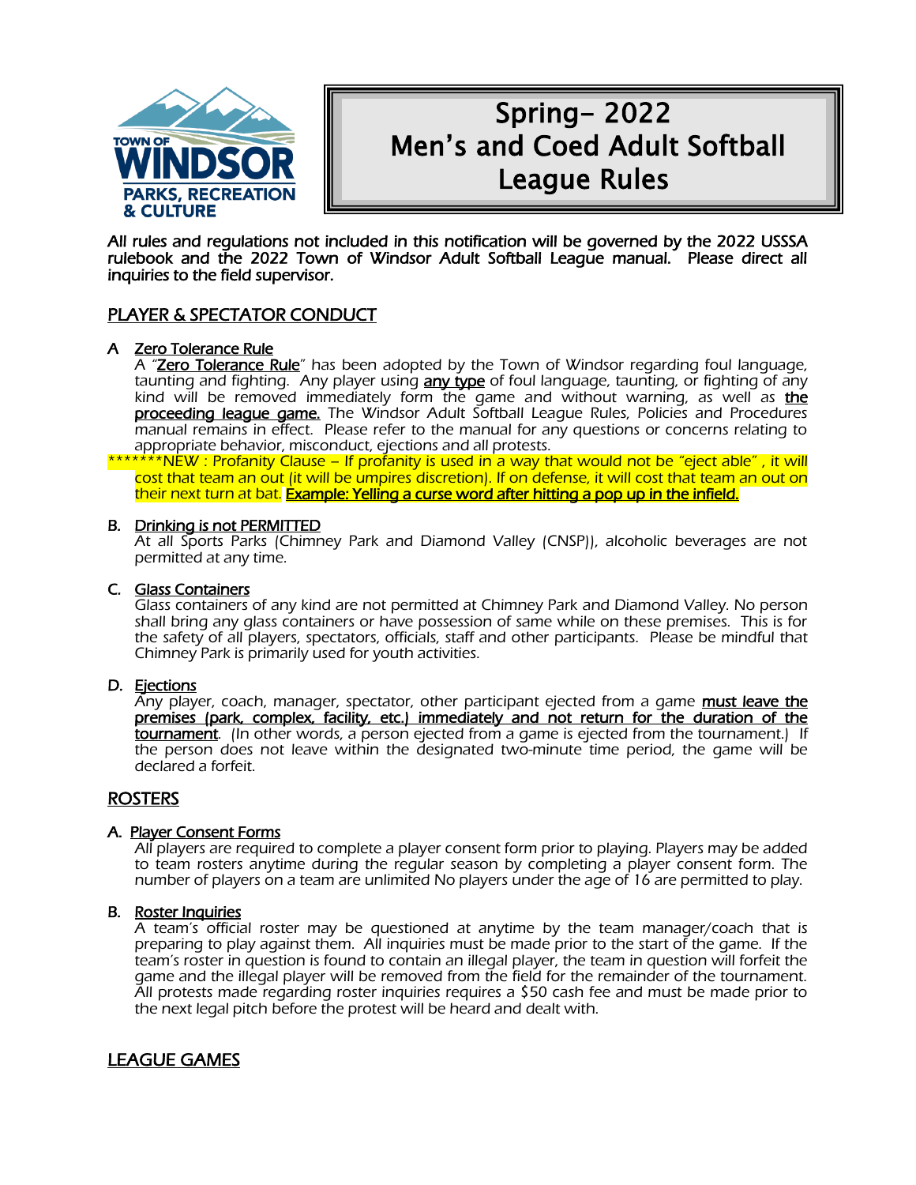TOWN OF WINDSOR PARKS, RECREATION & CULTURE

# Spring- 2022 Men's and Coed Adult Softball League Rules

**All rules and regulations not included in this notification will be governed by the 2022 USSSA rulebook and the 2022 Town of Windsor Adult Softball League manual. Please direct all inquiries to the field supervisor.**

## PLAYER & SPECTATOR CONDUCT

### A Zero Tolerance Rule

A "**Zero Tolerance Rule**" has been adopted by the Town of Windsor regarding foul language, taunting and fighting. Any player using **any type** of foul language, taunting, or fighting of any kind will be removed immediately form the game and without warning, as well as **the proceeding league game.** The Windsor Adult Softball League Rules, Policies and Procedures manual remains in effect. Please refer to the manual for any questions or concerns relating to appropriate behavior, misconduct, ejections and all protests.

*******NEW : Profanity Clause – If profanity is used in a way that would not be "eject able" , it will cost that team an out (it will be umpires discretion). If on defense, it will cost that team an out on their next turn at bat. **Example: Yelling a curse word after hitting a pop up in the infield.**

### B. Drinking is not PERMITTED

At all Sports Parks (Chimney Park and Diamond Valley (CNSP)), alcoholic beverages are not permitted at any time.

### C. Glass Containers

Glass containers of any kind are not permitted at Chimney Park and Diamond Valley. No person shall bring any glass containers or have possession of same while on these premises. This is for the safety of all players, spectators, officials, staff and other participants. Please be mindful that Chimney Park is primarily used for youth activities.

### D. Ejections

Any player, coach, manager, spectator, other participant ejected from a game **must leave the premises (park, complex, facility, etc.) immediately and not return for the duration of the tournament**. (In other words, a person ejected from a game is ejected from the tournament.) If the person does not leave within the designated two-minute time period, the game will be declared a forfeit.

## ROSTERS

### A. Player Consent Forms

All players are required to complete a player consent form prior to playing. Players may be added to team rosters anytime during the regular season by completing a player consent form. The number of players on a team are unlimited No players under the age of 16 are permitted to play.

### B. Roster Inquiries

A team's official roster may be questioned at anytime by the team manager/coach that is preparing to play against them. All inquiries must be made prior to the start of the game. If the team's roster in question is found to contain an illegal player, the team in question will forfeit the game and the illegal player will be removed from the field for the remainder of the tournament. All protests made regarding roster inquiries requires a $50 cash fee and must be made prior to the next legal pitch before the protest will be heard and dealt with.

## LEAGUE GAMES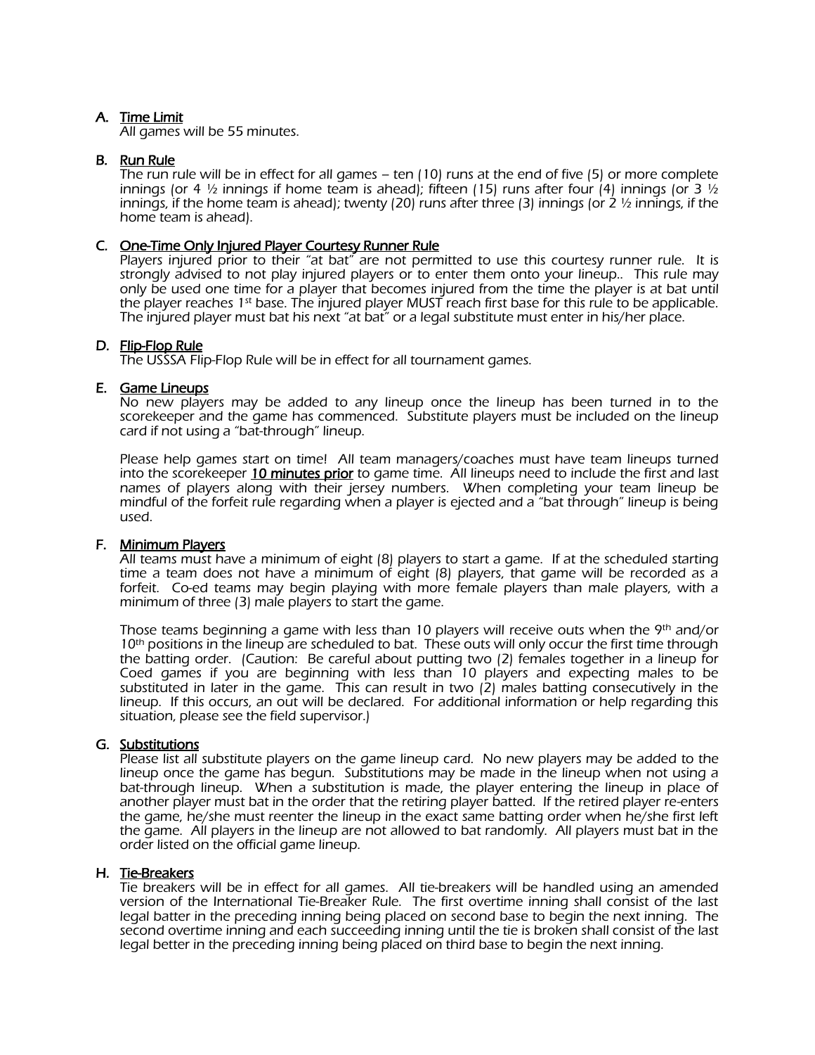A. <u>Time Limit</u>

All games will be 55 minutes.

B. <u>Run Rule</u>

The run rule will be in effect for all games – ten (10) runs at the end of five (5) or more complete innings (or 4 ½ innings if home team is ahead); fifteen (15) runs after four (4) innings (or 3 ½ innings, if the home team is ahead); twenty (20) runs after three (3) innings (or 2 ½ innings, if the home team is ahead).

C. <u>One-Time Only Injured Player Courtesy Runner Rule</u>

Players injured prior to their "at bat" are not permitted to use this courtesy runner rule. It is strongly advised to not play injured players or to enter them onto your lineup.. This rule may only be used one time for a player that becomes injured from the time the player is at bat until the player reaches 1st base. The injured player MUST reach first base for this rule to be applicable. The injured player must bat his next "at bat" or a legal substitute must enter in his/her place.

D. <u>Flip-Flop Rule</u>

The USSSA Flip-Flop Rule will be in effect for all tournament games.

E. <u>Game Lineups</u>

No new players may be added to any lineup once the lineup has been turned in to the scorekeeper and the game has commenced. Substitute players must be included on the lineup card if not using a "bat-through" lineup.

Please help games start on time! All team managers/coaches must have team lineups turned into the scorekeeper **<u>10 minutes prior</u>** to game time. All lineups need to include the first and last names of players along with their jersey numbers. When completing your team lineup be mindful of the forfeit rule regarding when a player is ejected and a "bat through" lineup is being used.

F. <u>Minimum Players</u>

All teams must have a minimum of eight (8) players to start a game. If at the scheduled starting time a team does not have a minimum of eight (8) players, that game will be recorded as a forfeit. Co-ed teams may begin playing with more female players than male players, with a minimum of three (3) male players to start the game.

Those teams beginning a game with less than 10 players will receive outs when the 9th and/or 10th positions in the lineup are scheduled to bat. These outs will only occur the first time through the batting order. (Caution: Be careful about putting two (2) females together in a lineup for Coed games if you are beginning with less than 10 players and expecting males to be substituted in later in the game. This can result in two (2) males batting consecutively in the lineup. If this occurs, an out will be declared. For additional information or help regarding this situation, please see the field supervisor.)

G. <u>Substitutions</u>

Please list all substitute players on the game lineup card. No new players may be added to the lineup once the game has begun. Substitutions may be made in the lineup when not using a bat-through lineup. When a substitution is made, the player entering the lineup in place of another player must bat in the order that the retiring player batted. If the retired player re-enters the game, he/she must reenter the lineup in the exact same batting order when he/she first left the game. All players in the lineup are not allowed to bat randomly. All players must bat in the order listed on the official game lineup.

H. <u>Tie-Breakers</u>

Tie breakers will be in effect for all games. All tie-breakers will be handled using an amended version of the International Tie-Breaker Rule. The first overtime inning shall consist of the last legal batter in the preceding inning being placed on second base to begin the next inning. The second overtime inning and each succeeding inning until the tie is broken shall consist of the last legal better in the preceding inning being placed on third base to begin the next inning.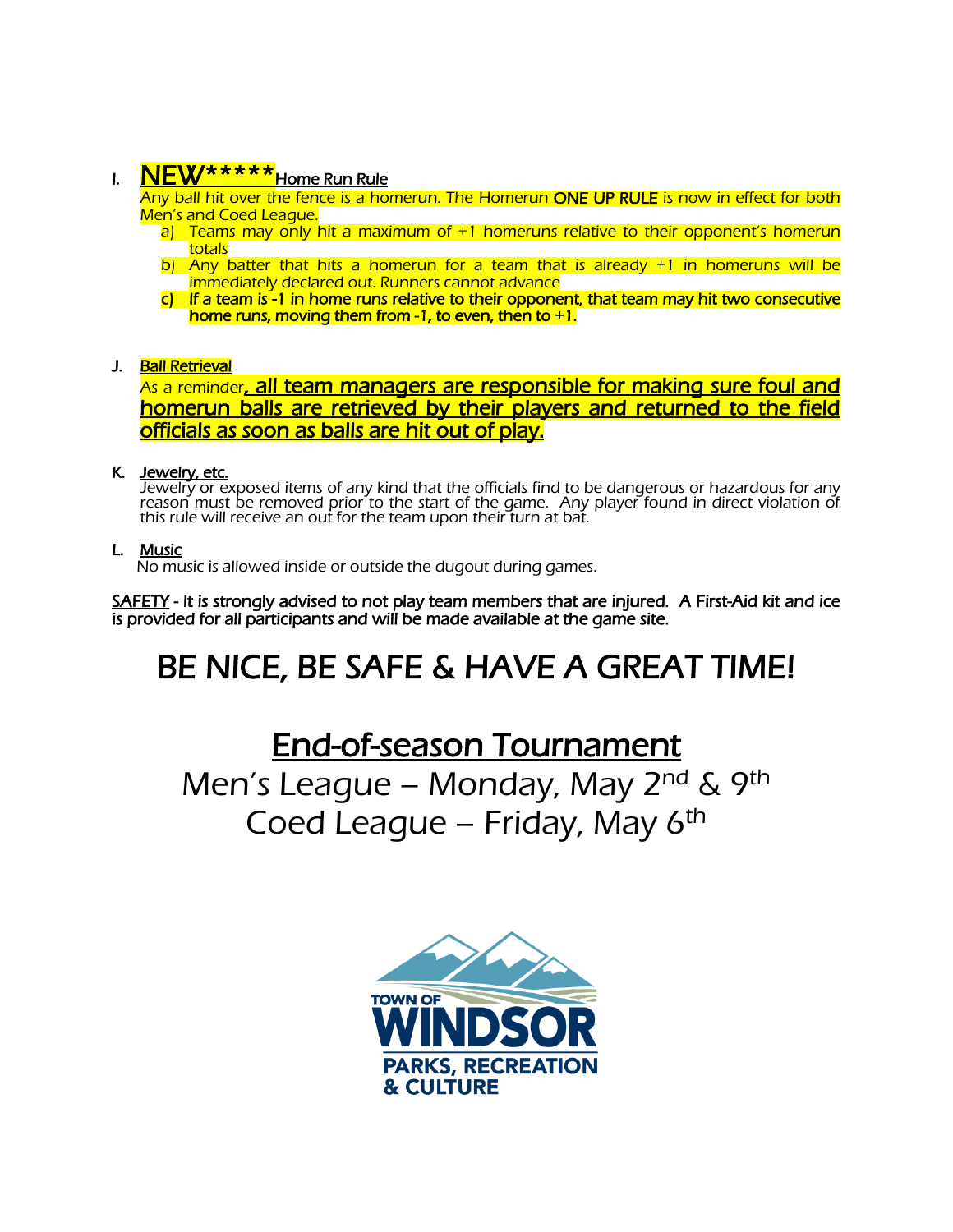I. **NEW\*\*\*\*\*** <u>Home Run Rule</u>

Any ball hit over the fence is a homerun. The Homerun **ONE UP RULE** is now in effect for both Men's and Coed League.

a) Teams may only hit a maximum of +1 homeruns relative to their opponent's homerun totals

b) Any batter that hits a homerun for a team that is already +1 in homeruns will be immediately declared out. Runners cannot advance

c) **If a team is -1 in home runs relative to their opponent, that team may hit two consecutive home runs, moving them from -1, to even, then to +1.**

J. <u>Ball Retrieval</u>

As a reminder, **<u>all team managers are responsible for making sure foul and homerun balls are retrieved by their players and returned to the field officials as soon as balls are hit out of play.</u>**

K. <u>Jewelry, etc.</u>

Jewelry or exposed items of any kind that the officials find to be dangerous or hazardous for any reason must be removed prior to the start of the game. Any player found in direct violation of this rule will receive an out for the team upon their turn at bat.

L. <u>Music</u>

No music is allowed inside or outside the dugout during games.

<u>SAFETY</u> - It is strongly advised to not play team members that are injured. A First-Aid kit and ice is provided for all participants and will be made available at the game site.

# BE NICE, BE SAFE & HAVE A GREAT TIME!

## <u>End-of-season Tournament</u>

Men's League – Monday, May 2nd & 9th

Coed League – Friday, May 6th

TOWN OF WINDSOR PARKS, RECREATION & CULTURE